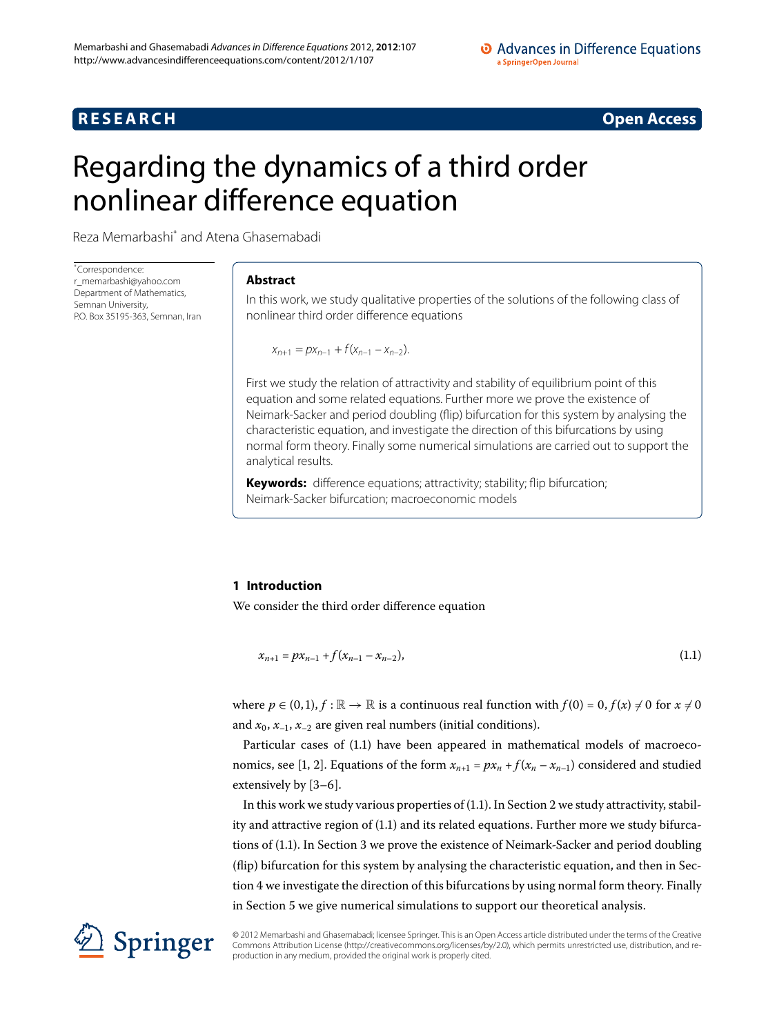**RESEARCH** **Open Access**

# Regarding the dynamics of a third order nonlinear difference equation

Reza Memarbashi* and Atena Ghasemabadi

*Correspondence: r_memarbashi@yahoo.com
Department of Mathematics, Semnan University, P.O. Box 35195-363, Semnan, Iran

## Abstract

In this work, we study qualitative properties of the solutions of the following class of nonlinear third order difference equations

$$x_{n+1} = px_{n-1} + f(x_{n-1} - x_{n-2}).$$

First we study the relation of attractivity and stability of equilibrium point of this equation and some related equations. Further more we prove the existence of Neimark-Sacker and period doubling (flip) bifurcation for this system by analysing the characteristic equation, and investigate the direction of this bifurcations by using normal form theory. Finally some numerical simulations are carried out to support the analytical results.

**Keywords:** difference equations; attractivity; stability; flip bifurcation; Neimark-Sacker bifurcation; macroeconomic models

## 1 Introduction

We consider the third order difference equation

$$x_{n+1} = px_{n-1} + f(x_{n-1} - x_{n-2}), \tag{1.1}$$

where $p \in (0,1)$, $f : \mathbb{R} \to \mathbb{R}$ is a continuous real function with $f(0) = 0$, $f(x) \neq 0$ for $x \neq 0$ and $x_0, x_{-1}, x_{-2}$ are given real numbers (initial conditions).

Particular cases of (1.1) have been appeared in mathematical models of macroeconomics, see [1, 2]. Equations of the form $x_{n+1} = px_n + f(x_n - x_{n-1})$ considered and studied extensively by [3–6].

In this work we study various properties of (1.1). In Section 2 we study attractivity, stability and attractive region of (1.1) and its related equations. Further more we study bifurcations of (1.1). In Section 3 we prove the existence of Neimark-Sacker and period doubling (flip) bifurcation for this system by analysing the characteristic equation, and then in Section 4 we investigate the direction of this bifurcations by using normal form theory. Finally in Section 5 we give numerical simulations to support our theoretical analysis.

© 2012 Memarbashi and Ghasemabadi; licensee Springer. This is an Open Access article distributed under the terms of the Creative Commons Attribution License (http://creativecommons.org/licenses/by/2.0), which permits unrestricted use, distribution, and reproduction in any medium, provided the original work is properly cited.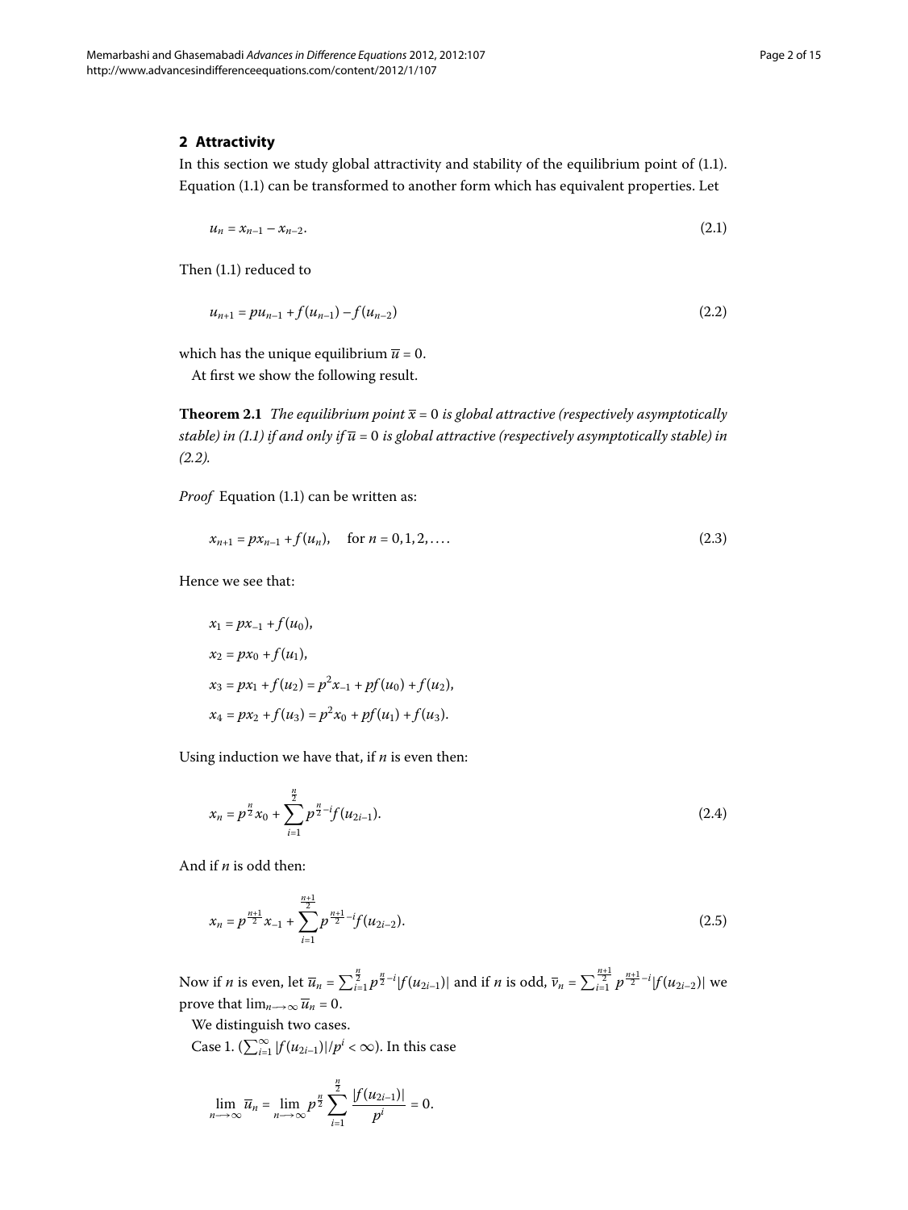## 2 Attractivity

In this section we study global attractivity and stability of the equilibrium point of (1.1). Equation (1.1) can be transformed to another form which has equivalent properties. Let

$$u_n = x_{n-1} - x_{n-2}. \tag{2.1}$$

Then (1.1) reduced to

$$u_{n+1} = pu_{n-1} + f(u_{n-1}) - f(u_{n-2}) \tag{2.2}$$

which has the unique equilibrium $\overline{u} = 0$.

At first we show the following result.

**Theorem 2.1** *The equilibrium point $\overline{x} = 0$ is global attractive (respectively asymptotically stable) in (1.1) if and only if $\overline{u} = 0$ is global attractive (respectively asymptotically stable) in (2.2).*

*Proof* Equation (1.1) can be written as:

$$x_{n+1} = px_{n-1} + f(u_n), \quad \text{for } n = 0,1,2,\ldots. \tag{2.3}$$

Hence we see that:

$$
\begin{aligned}
x_1 &= px_{-1} + f(u_0), \\
x_2 &= px_0 + f(u_1), \\
x_3 &= px_1 + f(u_2) = p^2 x_{-1} + pf(u_0) + f(u_2), \\
x_4 &= px_2 + f(u_3) = p^2 x_0 + pf(u_1) + f(u_3).
\end{aligned}
$$

Using induction we have that, if $n$ is even then:

$$x_n = p^{\frac{n}{2}} x_0 + \sum_{i=1}^{\frac{n}{2}} p^{\frac{n}{2}-i} f(u_{2i-1}). \tag{2.4}$$

And if $n$ is odd then:

$$x_n = p^{\frac{n+1}{2}} x_{-1} + \sum_{i=1}^{\frac{n+1}{2}} p^{\frac{n+1}{2}-i} f(u_{2i-2}). \tag{2.5}$$

Now if $n$ is even, let $\overline{u}_n = \sum_{i=1}^{\frac{n}{2}} p^{\frac{n}{2}-i} |f(u_{2i-1})|$ and if $n$ is odd, $\overline{v}_n = \sum_{i=1}^{\frac{n+1}{2}} p^{\frac{n+1}{2}-i} |f(u_{2i-2})|$ we prove that $\lim_{n\longrightarrow\infty} \overline{u}_n = 0$.

We distinguish two cases.

Case 1. ($\sum_{i=1}^{\infty} |f(u_{2i-1})|/p^i < \infty$). In this case

$$\lim_{n\longrightarrow\infty} \overline{u}_n = \lim_{n\longrightarrow\infty} p^{\frac{n}{2}} \sum_{i=1}^{\frac{n}{2}} \frac{|f(u_{2i-1})|}{p^i} = 0.$$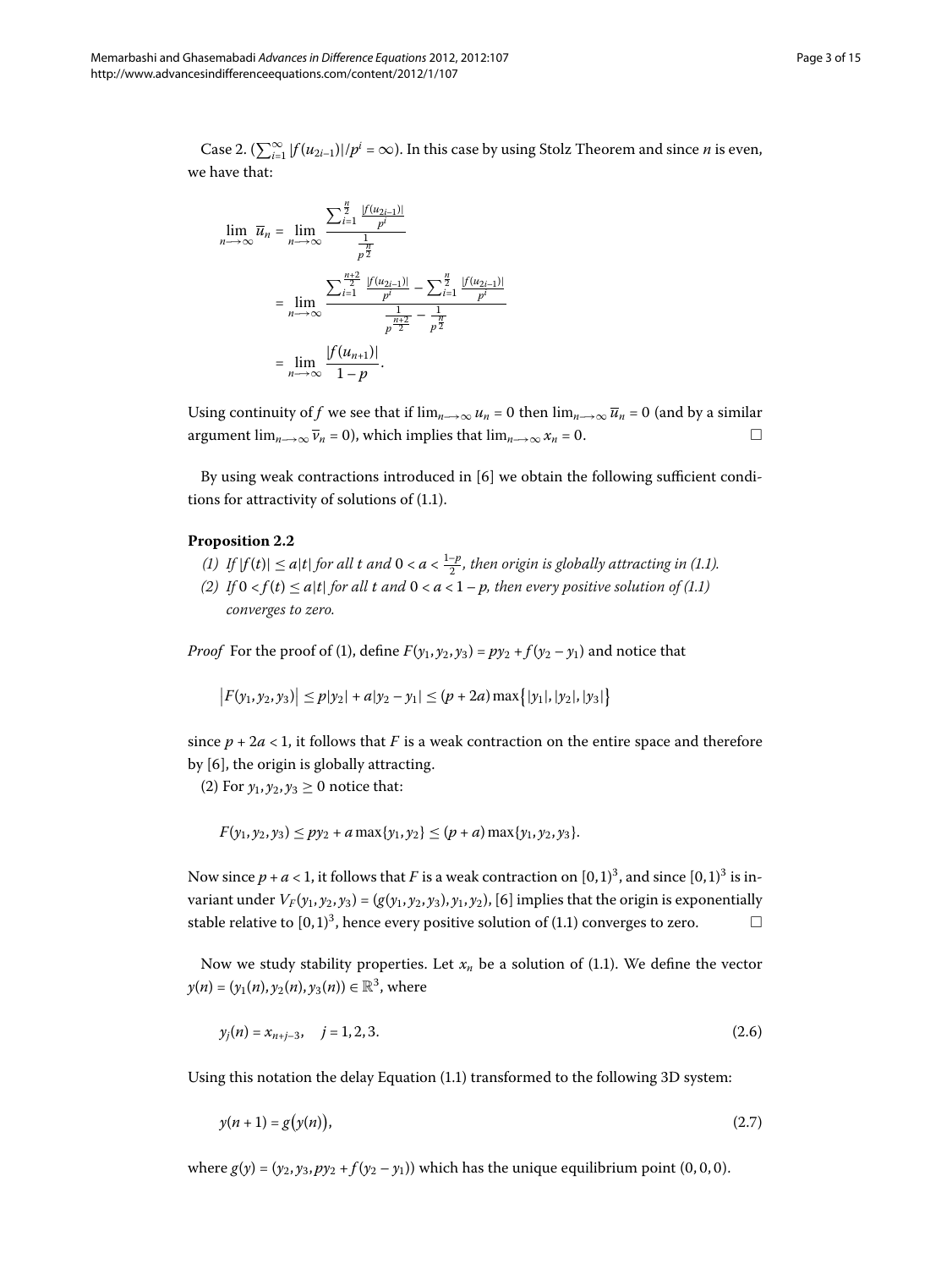Case 2. ($\sum_{i=1}^{\infty} |f(u_{2i-1})|/p^i = \infty$). In this case by using Stolz Theorem and since $n$ is even, we have that:

$$
\begin{aligned}
\lim_{n\longrightarrow\infty} \overline{u}_n &= \lim_{n\longrightarrow\infty} \frac{\sum_{i=1}^{\frac{n}{2}} \frac{|f(u_{2i-1})|}{p^i}}{\frac{1}{p^{\frac{n}{2}}}} \\
&= \lim_{n\longrightarrow\infty} \frac{\sum_{i=1}^{\frac{n+2}{2}} \frac{|f(u_{2i-1})|}{p^i} - \sum_{i=1}^{\frac{n}{2}} \frac{|f(u_{2i-1})|}{p^i}}{\frac{1}{p^{\frac{n+2}{2}}} - \frac{1}{p^{\frac{n}{2}}}} \\
&= \lim_{n\longrightarrow\infty} \frac{|f(u_{n+1})|}{1-p}.
\end{aligned}
$$

Using continuity of $f$ we see that if $\lim_{n\longrightarrow\infty} u_n = 0$ then $\lim_{n\longrightarrow\infty} \overline{u}_n = 0$ (and by a similar argument $\lim_{n\longrightarrow\infty} \overline{v}_n = 0$), which implies that $\lim_{n\longrightarrow\infty} x_n = 0$. □

By using weak contractions introduced in [6] we obtain the following sufficient conditions for attractivity of solutions of (1.1).

**Proposition 2.2**

*(1) If $|f(t)| \leq a|t|$ for all $t$ and $0 < a < \frac{1-p}{2}$, then origin is globally attracting in (1.1).*

*(2) If $0 < f(t) \leq a|t|$ for all $t$ and $0 < a < 1-p$, then every positive solution of (1.1) converges to zero.*

*Proof* For the proof of (1), define $F(y_1, y_2, y_3) = py_2 + f(y_2 - y_1)$ and notice that

$$
\left|F(y_1, y_2, y_3)\right| \leq p|y_2| + a|y_2 - y_1| \leq (p + 2a)\max\left\{|y_1|, |y_2|, |y_3|\right\}
$$

since $p + 2a < 1$, it follows that $F$ is a weak contraction on the entire space and therefore by [6], the origin is globally attracting.

(2) For $y_1, y_2, y_3 \geq 0$ notice that:

$$
F(y_1, y_2, y_3) \leq py_2 + a\max\{y_1, y_2\} \leq (p + a)\max\{y_1, y_2, y_3\}.
$$

Now since $p + a < 1$, it follows that $F$ is a weak contraction on $[0,1)^3$, and since $[0,1)^3$ is invariant under $V_F(y_1, y_2, y_3) = (g(y_1, y_2, y_3), y_1, y_2)$, [6] implies that the origin is exponentially stable relative to $[0,1)^3$, hence every positive solution of (1.1) converges to zero. □

Now we study stability properties. Let $x_n$ be a solution of (1.1). We define the vector $y(n) = (y_1(n), y_2(n), y_3(n)) \in \mathbb{R}^3$, where

$$
y_j(n) = x_{n+j-3}, \quad j = 1, 2, 3. \tag{2.6}
$$

Using this notation the delay Equation (1.1) transformed to the following 3D system:

$$
y(n+1) = g\big(y(n)\big), \tag{2.7}
$$

where $g(y) = (y_2, y_3, py_2 + f(y_2 - y_1))$ which has the unique equilibrium point $(0, 0, 0)$.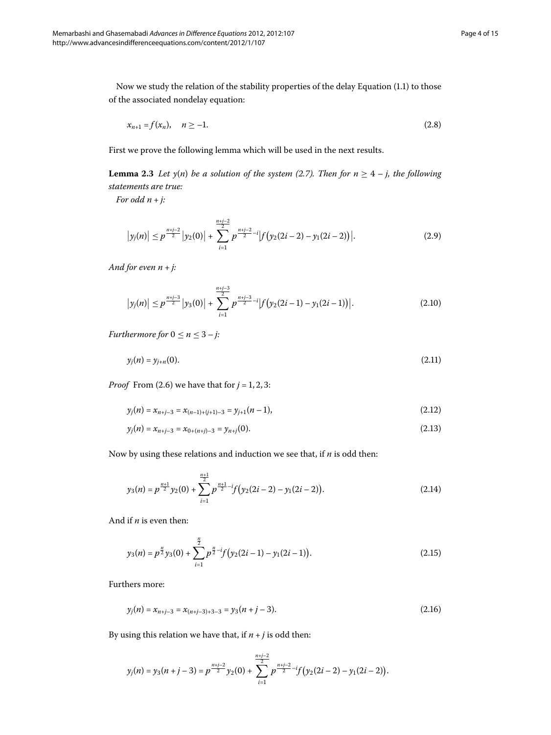Now we study the relation of the stability properties of the delay Equation (1.1) to those of the associated nondelay equation:

$$x_{n+1} = f(x_n), \quad n \geq -1. \tag{2.8}$$

First we prove the following lemma which will be used in the next results.

**Lemma 2.3** *Let $y(n)$ be a solution of the system (2.7). Then for $n \geq 4 - j$, the following statements are true:*

*For odd $n + j$:*

$$\left|y_j(n)\right| \leq p^{\frac{n+j-2}{2}}\left|y_2(0)\right| + \sum_{i=1}^{\frac{n+j-2}{2}} p^{\frac{n+j-2}{2}-i}\left|f\big(y_2(2i-2) - y_1(2i-2)\big)\right|. \tag{2.9}$$

*And for even $n + j$:*

$$\left|y_j(n)\right| \leq p^{\frac{n+j-3}{2}}\left|y_3(0)\right| + \sum_{i=1}^{\frac{n+j-3}{2}} p^{\frac{n+j-3}{2}-i}\left|f\big(y_2(2i-1) - y_1(2i-1)\big)\right|. \tag{2.10}$$

*Furthermore for $0 \leq n \leq 3 - j$:*

$$y_j(n) = y_{j+n}(0). \tag{2.11}$$

*Proof* From (2.6) we have that for $j = 1, 2, 3$:

$$y_j(n) = x_{n+j-3} = x_{(n-1)+(j+1)-3} = y_{j+1}(n-1), \tag{2.12}$$

$$y_j(n) = x_{n+j-3} = x_{0+(n+j)-3} = y_{n+j}(0). \tag{2.13}$$

Now by using these relations and induction we see that, if $n$ is odd then:

$$y_3(n) = p^{\frac{n+1}{2}} y_2(0) + \sum_{i=1}^{\frac{n+1}{2}} p^{\frac{n+1}{2}-i} f\big(y_2(2i-2) - y_1(2i-2)\big). \tag{2.14}$$

And if $n$ is even then:

$$y_3(n) = p^{\frac{n}{2}} y_3(0) + \sum_{i=1}^{\frac{n}{2}} p^{\frac{n}{2}-i} f\big(y_2(2i-1) - y_1(2i-1)\big). \tag{2.15}$$

Furthers more:

$$y_j(n) = x_{n+j-3} = x_{(n+j-3)+3-3} = y_3(n+j-3). \tag{2.16}$$

By using this relation we have that, if $n + j$ is odd then:

$$y_j(n) = y_3(n+j-3) = p^{\frac{n+j-2}{2}} y_2(0) + \sum_{i=1}^{\frac{n+j-2}{2}} p^{\frac{n+j-2}{2}-i} f\big(y_2(2i-2) - y_1(2i-2)\big).$$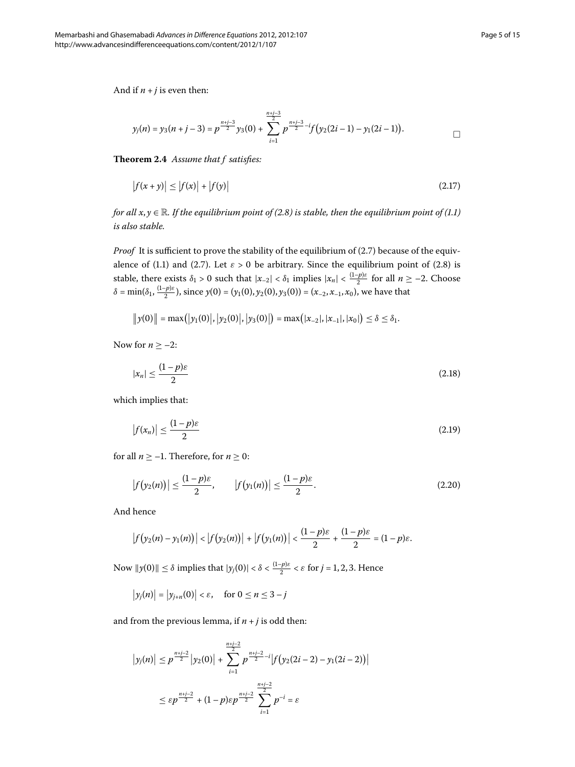And if $n+j$ is even then:

$$y_j(n) = y_3(n+j-3) = p^{\frac{n+j-3}{2}} y_3(0) + \sum_{i=1}^{\frac{n+j-3}{2}} p^{\frac{n+j-3}{2}-i} f\big(y_2(2i-1) - y_1(2i-1)\big).$$

□

**Theorem 2.4** *Assume that f satisfies:*

$$\big|f(x+y)\big| \le \big|f(x)\big| + \big|f(y)\big| \tag{2.17}$$

*for all $x, y \in \mathbb{R}$. If the equilibrium point of (2.8) is stable, then the equilibrium point of (1.1) is also stable.*

*Proof* It is sufficient to prove the stability of the equilibrium of (2.7) because of the equivalence of (1.1) and (2.7). Let $\varepsilon > 0$ be arbitrary. Since the equilibrium point of (2.8) is stable, there exists $\delta_1 > 0$ such that $|x_{-2}| < \delta_1$ implies $|x_n| < \frac{(1-p)\varepsilon}{2}$ for all $n \ge -2$. Choose $\delta = \min(\delta_1, \frac{(1-p)\varepsilon}{2})$, since $y(0) = (y_1(0), y_2(0), y_3(0)) = (x_{-2}, x_{-1}, x_0)$, we have that

$$\big\|y(0)\big\| = \max\big(\big|y_1(0)\big|, \big|y_2(0)\big|, \big|y_3(0)\big|\big) = \max\big(|x_{-2}|, |x_{-1}|, |x_0|\big) \le \delta \le \delta_1.$$

Now for $n \ge -2$:

$$|x_n| \le \frac{(1-p)\varepsilon}{2} \tag{2.18}$$

which implies that:

$$\big|f(x_n)\big| \le \frac{(1-p)\varepsilon}{2} \tag{2.19}$$

for all $n \ge -1$. Therefore, for $n \ge 0$:

$$\big|f\big(y_2(n)\big)\big| \le \frac{(1-p)\varepsilon}{2}, \qquad \big|f\big(y_1(n)\big)\big| \le \frac{(1-p)\varepsilon}{2}. \tag{2.20}$$

And hence

$$\big|f\big(y_2(n) - y_1(n)\big)\big| < \big|f\big(y_2(n)\big)\big| + \big|f\big(y_1(n)\big)\big| < \frac{(1-p)\varepsilon}{2} + \frac{(1-p)\varepsilon}{2} = (1-p)\varepsilon.$$

Now $\|y(0)\| \le \delta$ implies that $|y_j(0)| < \delta < \frac{(1-p)\varepsilon}{2} < \varepsilon$ for $j = 1, 2, 3$. Hence

$$\big|y_j(n)\big| = \big|y_{j+n}(0)\big| < \varepsilon, \quad \text{for } 0 \le n \le 3-j$$

and from the previous lemma, if $n+j$ is odd then:

$$\begin{aligned}\big|y_j(n)\big| &\le p^{\frac{n+j-2}{2}} \big|y_2(0)\big| + \sum_{i=1}^{\frac{n+j-2}{2}} p^{\frac{n+j-2}{2}-i} \big|f\big(y_2(2i-2) - y_1(2i-2)\big)\big| \\ &\le \varepsilon p^{\frac{n+j-2}{2}} + (1-p)\varepsilon p^{\frac{n+j-2}{2}} \sum_{i=1}^{\frac{n+j-2}{2}} p^{-i} = \varepsilon\end{aligned}$$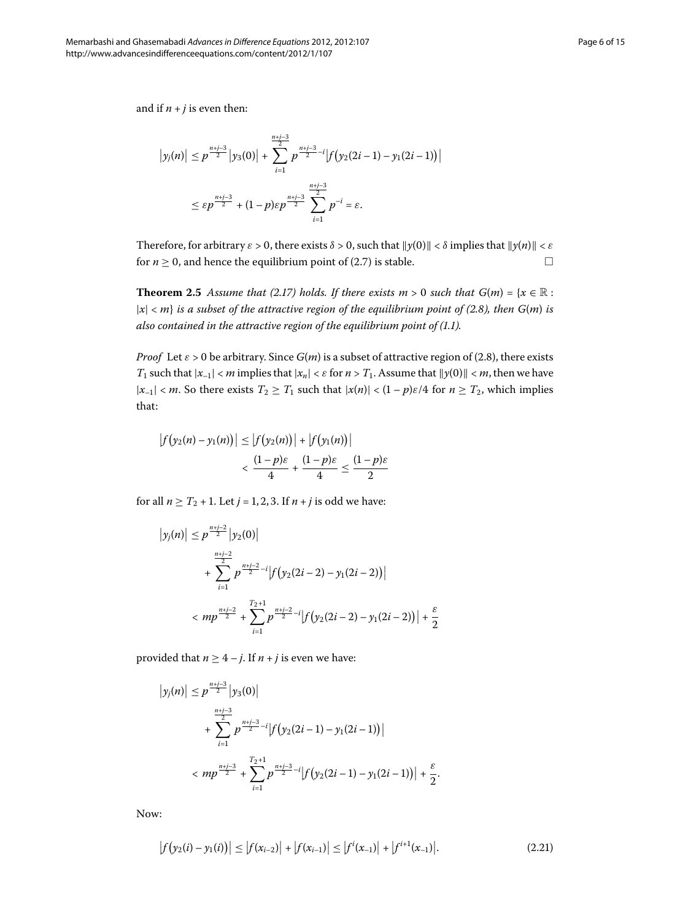and if $n + j$ is even then:

$$
\begin{aligned}
|y_j(n)| &\leq p^{\frac{n+j-3}{2}} |y_3(0)| + \sum_{i=1}^{\frac{n+j-3}{2}} p^{\frac{n+j-3}{2}-i} \big| f\big(y_2(2i-1) - y_1(2i-1)\big) \big| \\
&\leq \varepsilon p^{\frac{n+j-3}{2}} + (1-p)\varepsilon p^{\frac{n+j-3}{2}} \sum_{i=1}^{\frac{n+j-3}{2}} p^{-i} = \varepsilon.
\end{aligned}
$$

Therefore, for arbitrary $\varepsilon > 0$, there exists $\delta > 0$, such that $\|y(0)\| < \delta$ implies that $\|y(n)\| < \varepsilon$ for $n \geq 0$, and hence the equilibrium point of (2.7) is stable. □

**Theorem 2.5** *Assume that (2.17) holds. If there exists $m > 0$ such that $G(m) = \{x \in \mathbb{R} : |x| < m\}$ is a subset of the attractive region of the equilibrium point of (2.8), then $G(m)$ is also contained in the attractive region of the equilibrium point of (1.1).*

*Proof* Let $\varepsilon > 0$ be arbitrary. Since $G(m)$ is a subset of attractive region of (2.8), there exists $T_1$ such that $|x_{-1}| < m$ implies that $|x_n| < \varepsilon$ for $n > T_1$. Assume that $\|y(0)\| < m$, then we have $|x_{-1}| < m$. So there exists $T_2 \geq T_1$ such that $|x(n)| < (1-p)\varepsilon/4$ for $n \geq T_2$, which implies that:

$$
\begin{aligned}
\big| f\big(y_2(n) - y_1(n)\big) \big| &\leq \big| f\big(y_2(n)\big) \big| + \big| f\big(y_1(n)\big) \big| \\
&< \frac{(1-p)\varepsilon}{4} + \frac{(1-p)\varepsilon}{4} \leq \frac{(1-p)\varepsilon}{2}
\end{aligned}
$$

for all $n \geq T_2 + 1$. Let $j = 1, 2, 3$. If $n + j$ is odd we have:

$$
\begin{aligned}
|y_j(n)| &\leq p^{\frac{n+j-2}{2}} |y_2(0)| \\
&\quad + \sum_{i=1}^{\frac{n+j-2}{2}} p^{\frac{n+j-2}{2}-i} \big| f\big(y_2(2i-2) - y_1(2i-2)\big) \big| \\
&< mp^{\frac{n+j-2}{2}} + \sum_{i=1}^{T_2+1} p^{\frac{n+j-2}{2}-i} \big| f\big(y_2(2i-2) - y_1(2i-2)\big) \big| + \frac{\varepsilon}{2}
\end{aligned}
$$

provided that $n \geq 4 - j$. If $n + j$ is even we have:

$$
\begin{aligned}
|y_j(n)| &\leq p^{\frac{n+j-3}{2}} |y_3(0)| \\
&\quad + \sum_{i=1}^{\frac{n+j-3}{2}} p^{\frac{n+j-3}{2}-i} \big| f\big(y_2(2i-1) - y_1(2i-1)\big) \big| \\
&< mp^{\frac{n+j-3}{2}} + \sum_{i=1}^{T_2+1} p^{\frac{n+j-3}{2}-i} \big| f\big(y_2(2i-1) - y_1(2i-1)\big) \big| + \frac{\varepsilon}{2}.
\end{aligned}
$$

Now:

$$
\big| f\big(y_2(i) - y_1(i)\big) \big| \leq \big| f(x_{i-2}) \big| + \big| f(x_{i-1}) \big| \leq \big| f^i(x_{-1}) \big| + \big| f^{i+1}(x_{-1}) \big|. \tag{2.21}
$$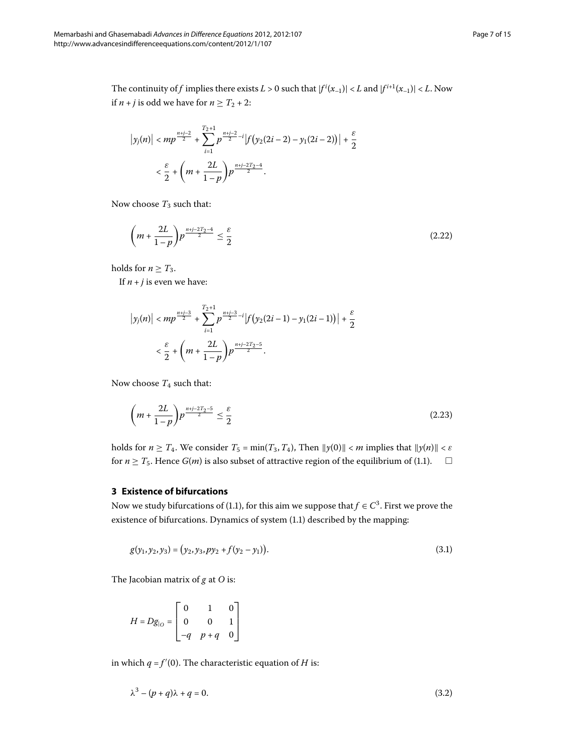The continuity of $f$ implies there exists $L > 0$ such that $|f^i(x_{-1})| < L$ and $|f^{i+1}(x_{-1})| < L$. Now if $n + j$ is odd we have for $n \geq T_2 + 2$:

$$
\begin{aligned}
|y_j(n)| &< mp^{\frac{n+j-2}{2}} + \sum_{i=1}^{T_2+1} p^{\frac{n+j-2}{2}-i} \left| f\big(y_2(2i-2) - y_1(2i-2)\big) \right| + \frac{\varepsilon}{2} \\
&< \frac{\varepsilon}{2} + \left( m + \frac{2L}{1-p} \right) p^{\frac{n+j-2T_2-4}{2}}.
\end{aligned}
$$

Now choose $T_3$ such that:

$$
\left( m + \frac{2L}{1-p} \right) p^{\frac{n+j-2T_2-4}{2}} \leq \frac{\varepsilon}{2} \tag{2.22}
$$

holds for $n \geq T_3$.

If $n + j$ is even we have:

$$
\begin{aligned}
|y_j(n)| &< mp^{\frac{n+j-3}{2}} + \sum_{i=1}^{T_2+1} p^{\frac{n+j-3}{2}-i} \left| f\big(y_2(2i-1) - y_1(2i-1)\big) \right| + \frac{\varepsilon}{2} \\
&< \frac{\varepsilon}{2} + \left( m + \frac{2L}{1-p} \right) p^{\frac{n+j-2T_2-5}{2}}.
\end{aligned}
$$

Now choose $T_4$ such that:

$$
\left( m + \frac{2L}{1-p} \right) p^{\frac{n+j-2T_2-5}{2}} \leq \frac{\varepsilon}{2} \tag{2.23}
$$

holds for $n \geq T_4$. We consider $T_5 = \min(T_3, T_4)$, Then $\|y(0)\| < m$ implies that $\|y(n)\| < \varepsilon$ for $n \geq T_5$. Hence $G(m)$ is also subset of attractive region of the equilibrium of (1.1). □

## 3 Existence of bifurcations

Now we study bifurcations of (1.1), for this aim we suppose that $f \in C^3$. First we prove the existence of bifurcations. Dynamics of system (1.1) described by the mapping:

$$
g(y_1, y_2, y_3) = \big(y_2, y_3, py_2 + f(y_2 - y_1)\big). \tag{3.1}
$$

The Jacobian matrix of $g$ at $O$ is:

$$
H = Dg|_O = \begin{bmatrix} 0 & 1 & 0 \\ 0 & 0 & 1 \\ -q & p+q & 0 \end{bmatrix}
$$

in which $q = f'(0)$. The characteristic equation of $H$ is:

$$
\lambda^3 - (p+q)\lambda + q = 0. \tag{3.2}
$$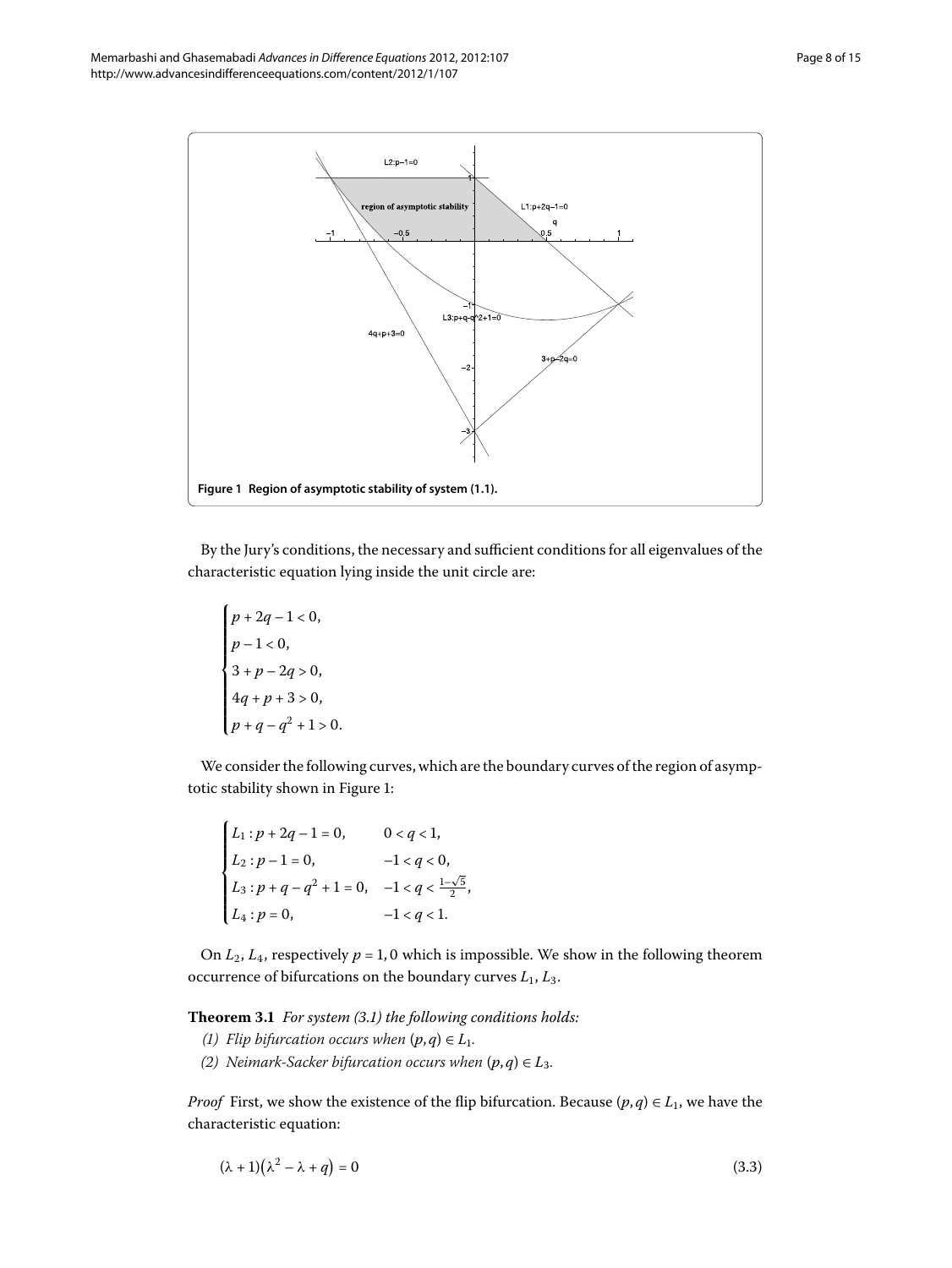Figure 1 Region of asymptotic stability of system (1.1).

By the Jury's conditions, the necessary and sufficient conditions for all eigenvalues of the characteristic equation lying inside the unit circle are:

$$
\begin{cases}
p + 2q - 1 < 0, \\
p - 1 < 0, \\
3 + p - 2q > 0, \\
4q + p + 3 > 0, \\
p + q - q^2 + 1 > 0.
\end{cases}
$$

We consider the following curves, which are the boundary curves of the region of asymptotic stability shown in Figure 1:

$$
\begin{cases}
L_1 : p + 2q - 1 = 0, & 0 < q < 1, \\
L_2 : p - 1 = 0, & -1 < q < 0, \\
L_3 : p + q - q^2 + 1 = 0, & -1 < q < \frac{1-\sqrt{5}}{2}, \\
L_4 : p = 0, & -1 < q < 1.
\end{cases}
$$

On $L_2$, $L_4$, respectively $p = 1, 0$ which is impossible. We show in the following theorem occurrence of bifurcations on the boundary curves $L_1$, $L_3$.

**Theorem 3.1** *For system (3.1) the following conditions holds:*

*(1) Flip bifurcation occurs when $(p, q) \in L_1$.*

*(2) Neimark-Sacker bifurcation occurs when $(p, q) \in L_3$.*

*Proof* First, we show the existence of the flip bifurcation. Because $(p, q) \in L_1$, we have the characteristic equation:

$$
(\lambda + 1)(\lambda^2 - \lambda + q) = 0 \tag{3.3}
$$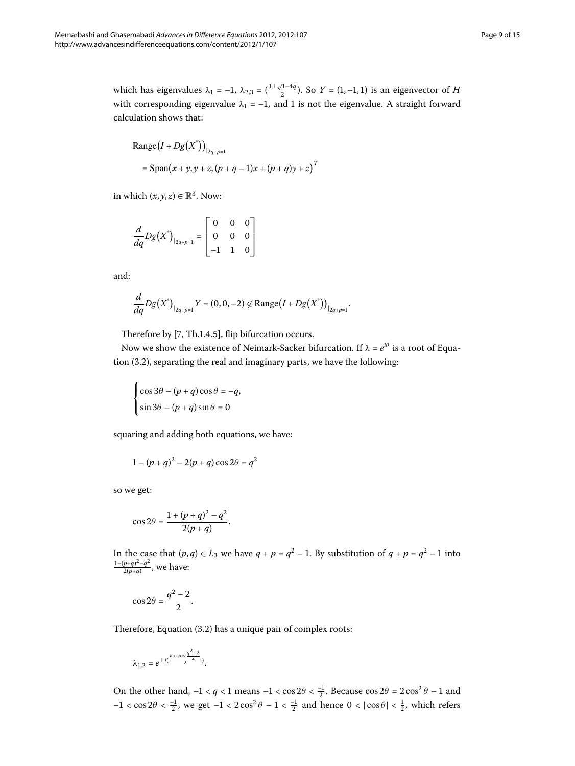which has eigenvalues $\lambda_1 = -1$, $\lambda_{2,3} = (\frac{1\pm\sqrt{1-4q}}{2})$. So $Y = (1,-1,1)$ is an eigenvector of $H$ with corresponding eigenvalue $\lambda_1 = -1$, and 1 is not the eigenvalue. A straight forward calculation shows that:

$$\begin{aligned}
&\operatorname{Range}\big(I + Dg\big(X^{*}\big)\big)_{|2q+p=1} \\
&\quad = \operatorname{Span}\big(x + y, y + z, (p + q - 1)x + (p + q)y + z\big)^{T}
\end{aligned}$$

in which $(x, y, z) \in \mathbb{R}^3$. Now:

$$\frac{d}{dq}Dg\big(X^{*}\big)_{|2q+p=1} = \begin{bmatrix} 0 & 0 & 0 \\ 0 & 0 & 0 \\ -1 & 1 & 0 \end{bmatrix}$$

and:

$$\frac{d}{dq}Dg\big(X^{*}\big)_{|2q+p=1} Y = (0,0,-2) \notin \operatorname{Range}\big(I + Dg\big(X^{*}\big)\big)_{|2q+p=1}.$$

Therefore by [7, Th.1.4.5], flip bifurcation occurs.

Now we show the existence of Neimark-Sacker bifurcation. If $\lambda = e^{i\theta}$ is a root of Equation (3.2), separating the real and imaginary parts, we have the following:

$$\begin{cases} \cos 3\theta - (p+q)\cos\theta = -q, \\ \sin 3\theta - (p+q)\sin\theta = 0 \end{cases}$$

squaring and adding both equations, we have:

$$1 - (p+q)^2 - 2(p+q)\cos 2\theta = q^2$$

so we get:

$$\cos 2\theta = \frac{1 + (p+q)^2 - q^2}{2(p+q)}.$$

In the case that $(p, q) \in L_3$ we have $q + p = q^2 - 1$. By substitution of $q + p = q^2 - 1$ into $\frac{1+(p+q)^2-q^2}{2(p+q)}$, we have:

$$\cos 2\theta = \frac{q^2 - 2}{2}.$$

Therefore, Equation (3.2) has a unique pair of complex roots:

$$\lambda_{1,2} = e^{\pm i(\frac{\arccos\frac{q^2-2}{2}}{2})}.$$

On the other hand, $-1 < q < 1$ means $-1 < \cos 2\theta < \frac{-1}{2}$. Because $\cos 2\theta = 2\cos^2\theta - 1$ and $-1 < \cos 2\theta < \frac{-1}{2}$, we get $-1 < 2\cos^2\theta - 1 < \frac{-1}{2}$ and hence $0 < |\cos\theta| < \frac{1}{2}$, which refers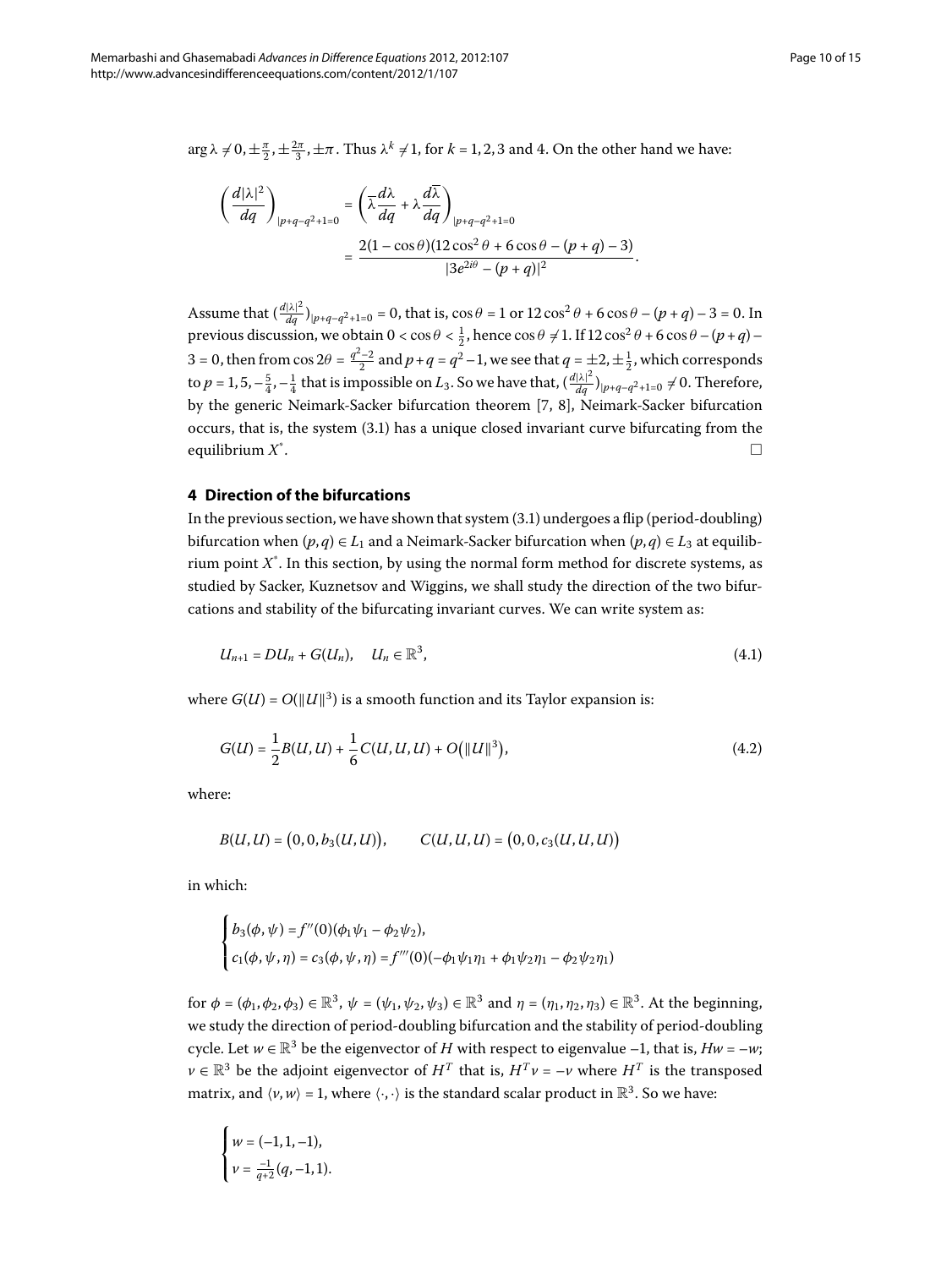$\arg\lambda \neq 0, \pm\frac{\pi}{2}, \pm\frac{2\pi}{3}, \pm\pi$. Thus $\lambda^k \neq 1$, for $k = 1, 2, 3$ and 4. On the other hand we have:

$$\left(\frac{d|\lambda|^2}{dq}\right)_{|p+q-q^2+1=0} = \left(\overline{\lambda}\frac{d\lambda}{dq} + \lambda\frac{d\overline{\lambda}}{dq}\right)_{|p+q-q^2+1=0}$$
$$= \frac{2(1-\cos\theta)(12\cos^2\theta + 6\cos\theta - (p+q) - 3)}{|3e^{2i\theta} - (p+q)|^2}.$$

Assume that $(\frac{d|\lambda|^2}{dq})_{|p+q-q^2+1=0} = 0$, that is, $\cos\theta = 1$ or $12\cos^2\theta + 6\cos\theta - (p+q) - 3 = 0$. In previous discussion, we obtain $0 < \cos\theta < \frac{1}{2}$, hence $\cos\theta \neq 1$. If $12\cos^2\theta + 6\cos\theta - (p+q) - 3 = 0$, then from $\cos 2\theta = \frac{q^2-2}{2}$ and $p + q = q^2 - 1$, we see that $q = \pm 2, \pm\frac{1}{2}$, which corresponds to $p = 1, 5, -\frac{5}{4}, -\frac{1}{4}$ that is impossible on $L_3$. So we have that, $(\frac{d|\lambda|^2}{dq})_{|p+q-q^2+1=0} \neq 0$. Therefore, by the generic Neimark-Sacker bifurcation theorem [7, 8], Neimark-Sacker bifurcation occurs, that is, the system (3.1) has a unique closed invariant curve bifurcating from the equilibrium $X^*$. □

## 4 Direction of the bifurcations

In the previous section, we have shown that system (3.1) undergoes a flip (period-doubling) bifurcation when $(p, q) \in L_1$ and a Neimark-Sacker bifurcation when $(p, q) \in L_3$ at equilibrium point $X^*$. In this section, by using the normal form method for discrete systems, as studied by Sacker, Kuznetsov and Wiggins, we shall study the direction of the two bifurcations and stability of the bifurcating invariant curves. We can write system as:

$$U_{n+1} = DU_n + G(U_n), \quad U_n \in \mathbb{R}^3, \tag{4.1}$$

where $G(U) = O(\|U\|^3)$ is a smooth function and its Taylor expansion is:

$$G(U) = \frac{1}{2}B(U, U) + \frac{1}{6}C(U, U, U) + O(\|U\|^3), \tag{4.2}$$

where:

$$B(U, U) = (0, 0, b_3(U, U)), \qquad C(U, U, U) = (0, 0, c_3(U, U, U))$$

in which:

$$\begin{cases} b_3(\phi, \psi) = f''(0)(\phi_1\psi_1 - \phi_2\psi_2), \\ c_1(\phi, \psi, \eta) = c_3(\phi, \psi, \eta) = f'''(0)(-\phi_1\psi_1\eta_1 + \phi_1\psi_2\eta_1 - \phi_2\psi_2\eta_1) \end{cases}$$

for $\phi = (\phi_1, \phi_2, \phi_3) \in \mathbb{R}^3$, $\psi = (\psi_1, \psi_2, \psi_3) \in \mathbb{R}^3$ and $\eta = (\eta_1, \eta_2, \eta_3) \in \mathbb{R}^3$. At the beginning, we study the direction of period-doubling bifurcation and the stability of period-doubling cycle. Let $w \in \mathbb{R}^3$ be the eigenvector of $H$ with respect to eigenvalue $-1$, that is, $Hw = -w$; $v \in \mathbb{R}^3$ be the adjoint eigenvector of $H^T$ that is, $H^T v = -v$ where $H^T$ is the transposed matrix, and $\langle v, w\rangle = 1$, where $\langle\cdot,\cdot\rangle$ is the standard scalar product in $\mathbb{R}^3$. So we have:

$$\begin{cases} w = (-1, 1, -1), \\ v = \frac{-1}{q+2}(q, -1, 1). \end{cases}$$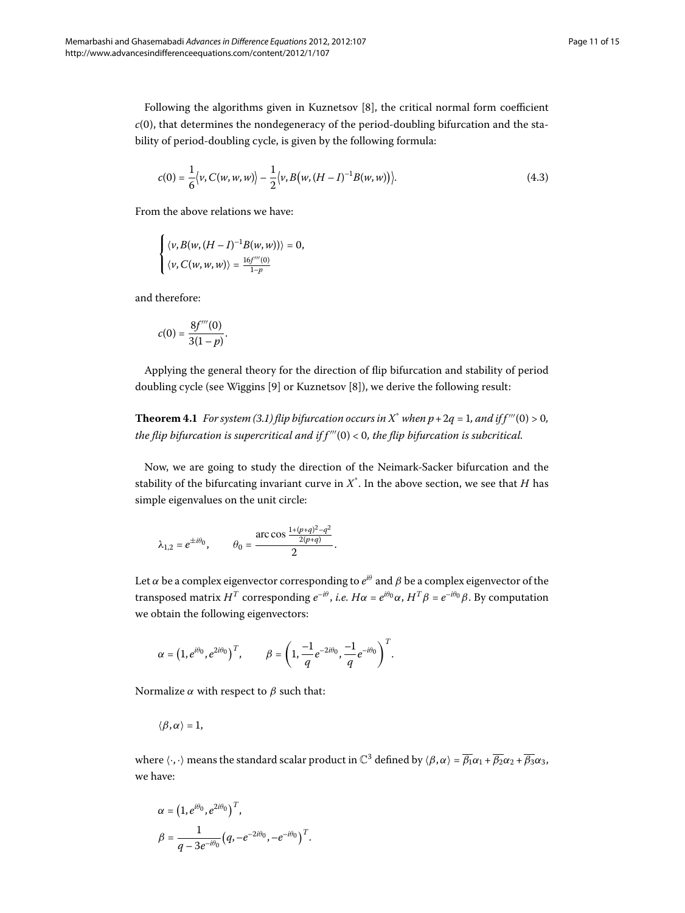Following the algorithms given in Kuznetsov [8], the critical normal form coefficient $c(0)$, that determines the nondegeneracy of the period-doubling bifurcation and the stability of period-doubling cycle, is given by the following formula:

$$c(0) = \frac{1}{6}\langle v, C(w,w,w)\rangle - \frac{1}{2}\langle v, B\big(w,(H-I)^{-1}B(w,w)\big)\rangle. \tag{4.3}$$

From the above relations we have:

$$\begin{cases} \langle v, B(w,(H-I)^{-1}B(w,w))\rangle = 0, \\ \langle v, C(w,w,w)\rangle = \frac{16f'''(0)}{1-p} \end{cases}$$

and therefore:

$$c(0) = \frac{8f'''(0)}{3(1-p)}.$$

Applying the general theory for the direction of flip bifurcation and stability of period doubling cycle (see Wiggins [9] or Kuznetsov [8]), we derive the following result:

**Theorem 4.1** *For system (3.1) flip bifurcation occurs in $X^*$ when $p+2q=1$, and if $f'''(0)>0$, the flip bifurcation is supercritical and if $f'''(0)<0$, the flip bifurcation is subcritical.*

Now, we are going to study the direction of the Neimark-Sacker bifurcation and the stability of the bifurcating invariant curve in $X^*$. In the above section, we see that $H$ has simple eigenvalues on the unit circle:

$$\lambda_{1,2} = e^{\pm i\theta_0}, \qquad \theta_0 = \frac{\arccos\frac{1+(p+q)^2-q^2}{2(p+q)}}{2}.$$

Let $\alpha$ be a complex eigenvector corresponding to $e^{i\theta}$ and $\beta$ be a complex eigenvector of the transposed matrix $H^T$ corresponding $e^{-i\theta}$, *i.e.* $H\alpha = e^{i\theta_0}\alpha$, $H^T\beta = e^{-i\theta_0}\beta$. By computation we obtain the following eigenvectors:

$$\alpha = \left(1, e^{i\theta_0}, e^{2i\theta_0}\right)^T, \qquad \beta = \left(1, \frac{-1}{q}e^{-2i\theta_0}, \frac{-1}{q}e^{-i\theta_0}\right)^T.$$

Normalize $\alpha$ with respect to $\beta$ such that:

$$\langle \beta, \alpha\rangle = 1,$$

where $\langle\cdot,\cdot\rangle$ means the standard scalar product in $\mathbb{C}^3$ defined by $\langle\beta,\alpha\rangle = \overline{\beta_1}\alpha_1 + \overline{\beta_2}\alpha_2 + \overline{\beta_3}\alpha_3$, we have:

$$\alpha = \left(1, e^{i\theta_0}, e^{2i\theta_0}\right)^T,$$

$$\beta = \frac{1}{q-3e^{-i\theta_0}}\left(q, -e^{-2i\theta_0}, -e^{-i\theta_0}\right)^T.$$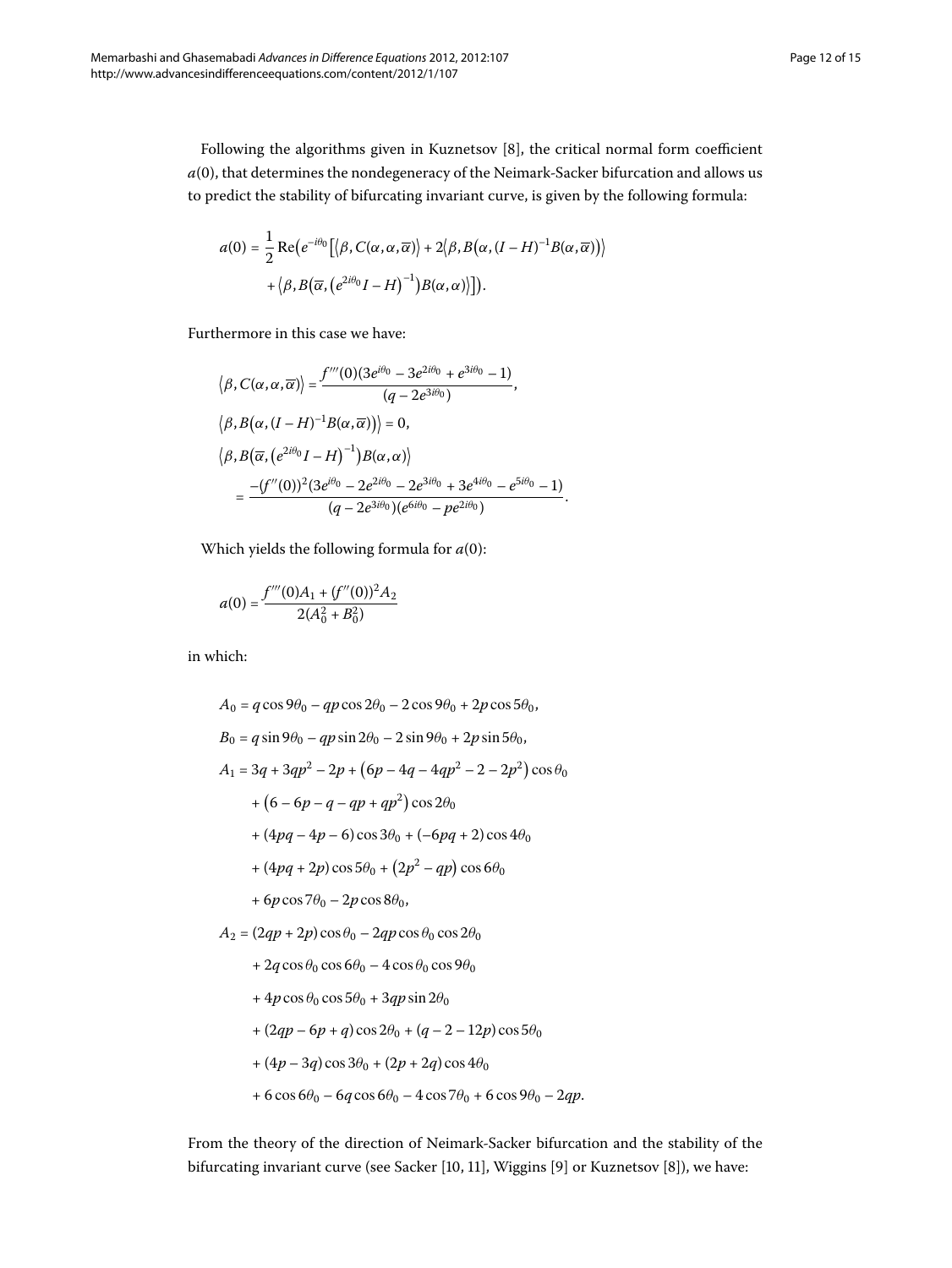Following the algorithms given in Kuznetsov [8], the critical normal form coefficient $a(0)$, that determines the nondegeneracy of the Neimark-Sacker bifurcation and allows us to predict the stability of bifurcating invariant curve, is given by the following formula:

$$
\begin{aligned}
a(0) = \frac{1}{2}\operatorname{Re}\bigl(e^{-i\theta_0}\bigl[\langle\beta, C(\alpha,\alpha,\overline{\alpha})\rangle + 2\bigl\langle\beta, B\bigl(\alpha,(I-H)^{-1}B(\alpha,\overline{\alpha})\bigr)\bigr\rangle \\
+ \bigl\langle\beta, B\bigl(\overline{\alpha},\bigl(e^{2i\theta_0}I-H\bigr)^{-1}\bigr)B(\alpha,\alpha)\bigr\rangle\bigr]\bigr).
\end{aligned}
$$

Furthermore in this case we have:

$$
\begin{aligned}
&\langle\beta, C(\alpha,\alpha,\overline{\alpha})\rangle = \frac{f'''(0)(3e^{i\theta_0} - 3e^{2i\theta_0} + e^{3i\theta_0} - 1)}{(q - 2e^{3i\theta_0})}, \\
&\bigl\langle\beta, B\bigl(\alpha,(I-H)^{-1}B(\alpha,\overline{\alpha})\bigr)\bigr\rangle = 0, \\
&\bigl\langle\beta, B\bigl(\overline{\alpha},\bigl(e^{2i\theta_0}I-H\bigr)^{-1}\bigr)B(\alpha,\alpha)\bigr\rangle \\
&\quad = \frac{-(f''(0))^2(3e^{i\theta_0} - 2e^{2i\theta_0} - 2e^{3i\theta_0} + 3e^{4i\theta_0} - e^{5i\theta_0} - 1)}{(q - 2e^{3i\theta_0})(e^{6i\theta_0} - pe^{2i\theta_0})}.
\end{aligned}
$$

Which yields the following formula for $a(0)$:

$$
a(0) = \frac{f'''(0)A_1 + (f''(0))^2 A_2}{2(A_0^2 + B_0^2)}
$$

in which:

$$
\begin{aligned}
A_0 &= q\cos 9\theta_0 - qp\cos 2\theta_0 - 2\cos 9\theta_0 + 2p\cos 5\theta_0, \\
B_0 &= q\sin 9\theta_0 - qp\sin 2\theta_0 - 2\sin 9\theta_0 + 2p\sin 5\theta_0, \\
A_1 &= 3q + 3qp^2 - 2p + \bigl(6p - 4q - 4qp^2 - 2 - 2p^2\bigr)\cos\theta_0 \\
&\quad + \bigl(6 - 6p - q - qp + qp^2\bigr)\cos 2\theta_0 \\
&\quad + (4pq - 4p - 6)\cos 3\theta_0 + (-6pq + 2)\cos 4\theta_0 \\
&\quad + (4pq + 2p)\cos 5\theta_0 + \bigl(2p^2 - qp\bigr)\cos 6\theta_0 \\
&\quad + 6p\cos 7\theta_0 - 2p\cos 8\theta_0, \\
A_2 &= (2qp + 2p)\cos\theta_0 - 2qp\cos\theta_0\cos 2\theta_0 \\
&\quad + 2q\cos\theta_0\cos 6\theta_0 - 4\cos\theta_0\cos 9\theta_0 \\
&\quad + 4p\cos\theta_0\cos 5\theta_0 + 3qp\sin 2\theta_0 \\
&\quad + (2qp - 6p + q)\cos 2\theta_0 + (q - 2 - 12p)\cos 5\theta_0 \\
&\quad + (4p - 3q)\cos 3\theta_0 + (2p + 2q)\cos 4\theta_0 \\
&\quad + 6\cos 6\theta_0 - 6q\cos 6\theta_0 - 4\cos 7\theta_0 + 6\cos 9\theta_0 - 2qp.
\end{aligned}
$$

From the theory of the direction of Neimark-Sacker bifurcation and the stability of the bifurcating invariant curve (see Sacker [10, 11], Wiggins [9] or Kuznetsov [8]), we have: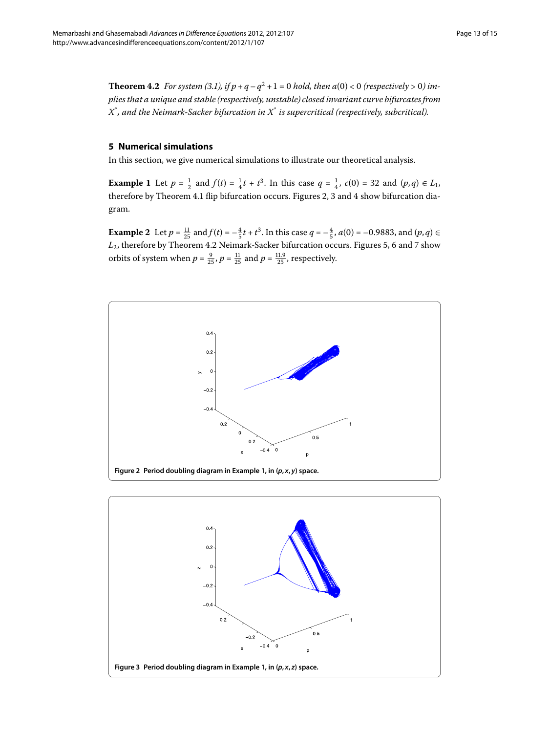**Theorem 4.2** *For system (3.1), if $p + q - q^2 + 1 = 0$ hold, then $a(0) < 0$ (respectively $> 0$) implies that a unique and stable (respectively, unstable) closed invariant curve bifurcates from $X^*$, and the Neimark-Sacker bifurcation in $X^*$ is supercritical (respectively, subcritical).*

## 5 Numerical simulations

In this section, we give numerical simulations to illustrate our theoretical analysis.

**Example 1** Let $p = \frac{1}{2}$ and $f(t) = \frac{1}{4}t + t^3$. In this case $q = \frac{1}{4}$, $c(0) = 32$ and $(p, q) \in L_1$, therefore by Theorem 4.1 flip bifurcation occurs. Figures 2, 3 and 4 show bifurcation diagram.

**Example 2** Let $p = \frac{11}{25}$ and $f(t) = -\frac{4}{5}t + t^3$. In this case $q = -\frac{4}{5}$, $a(0) = -0.9883$, and $(p, q) \in L_2$, therefore by Theorem 4.2 Neimark-Sacker bifurcation occurs. Figures 5, 6 and 7 show orbits of system when $p = \frac{9}{25}$, $p = \frac{11}{25}$ and $p = \frac{11.9}{25}$, respectively.

**Figure 2 Period doubling diagram in Example 1, in $(p, x, y)$ space.**

**Figure 3 Period doubling diagram in Example 1, in $(p, x, z)$ space.**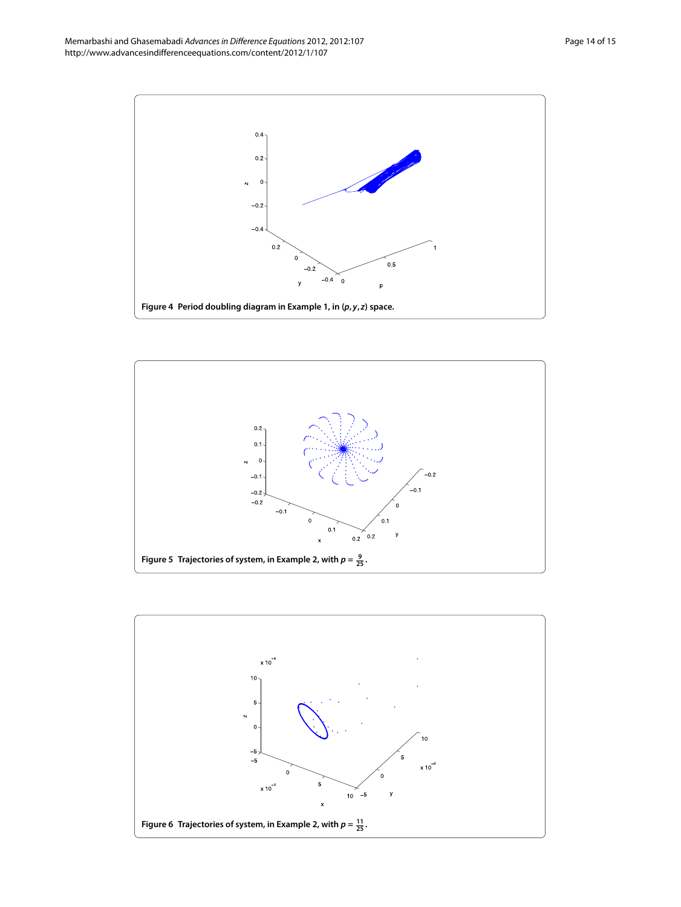**Figure 4 Period doubling diagram in Example 1, in $(p, y, z)$ space.**

**Figure 5 Trajectories of system, in Example 2, with $p = \frac{9}{25}$.**

**Figure 6 Trajectories of system, in Example 2, with $p = \frac{11}{25}$.**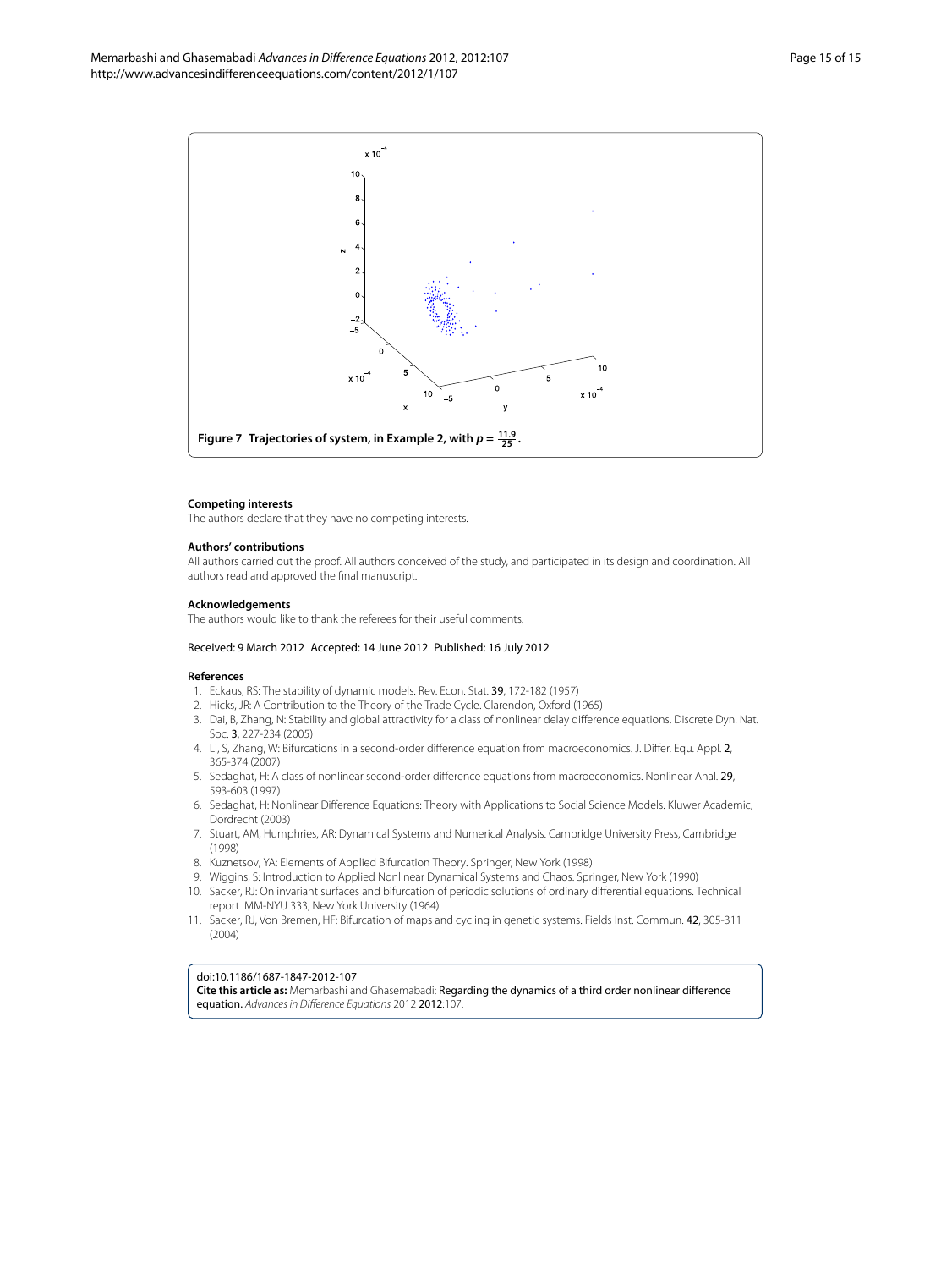x 10^-4

10

8

6

z 4

2

0

−2

−5

0

x 10^-4

5

10

x

−5

0

y

5

10

x 10^-4

**Figure 7 Trajectories of system, in Example 2, with $p = \frac{11.9}{25}$.**

**Competing interests**

The authors declare that they have no competing interests.

**Authors' contributions**

All authors carried out the proof. All authors conceived of the study, and participated in its design and coordination. All authors read and approved the final manuscript.

**Acknowledgements**

The authors would like to thank the referees for their useful comments.

Received: 9 March 2012 Accepted: 14 June 2012 Published: 16 July 2012

**References**

1. Eckaus, RS: The stability of dynamic models. Rev. Econ. Stat. **39**, 172-182 (1957)
2. Hicks, JR: A Contribution to the Theory of the Trade Cycle. Clarendon, Oxford (1965)
3. Dai, B, Zhang, N: Stability and global attractivity for a class of nonlinear delay difference equations. Discrete Dyn. Nat. Soc. **3**, 227-234 (2005)
4. Li, S, Zhang, W: Bifurcations in a second-order difference equation from macroeconomics. J. Differ. Equ. Appl. **2**, 365-374 (2007)
5. Sedaghat, H: A class of nonlinear second-order difference equations from macroeconomics. Nonlinear Anal. **29**, 593-603 (1997)
6. Sedaghat, H: Nonlinear Difference Equations: Theory with Applications to Social Science Models. Kluwer Academic, Dordrecht (2003)
7. Stuart, AM, Humphries, AR: Dynamical Systems and Numerical Analysis. Cambridge University Press, Cambridge (1998)
8. Kuznetsov, YA: Elements of Applied Bifurcation Theory. Springer, New York (1998)
9. Wiggins, S: Introduction to Applied Nonlinear Dynamical Systems and Chaos. Springer, New York (1990)
10. Sacker, RJ: On invariant surfaces and bifurcation of periodic solutions of ordinary differential equations. Technical report IMM-NYU 333, New York University (1964)
11. Sacker, RJ, Von Bremen, HF: Bifurcation of maps and cycling in genetic systems. Fields Inst. Commun. **42**, 305-311 (2004)

doi:10.1186/1687-1847-2012-107

**Cite this article as:** Memarbashi and Ghasemabadi: **Regarding the dynamics of a third order nonlinear difference equation.** *Advances in Difference Equations* 2012 **2012**:107.